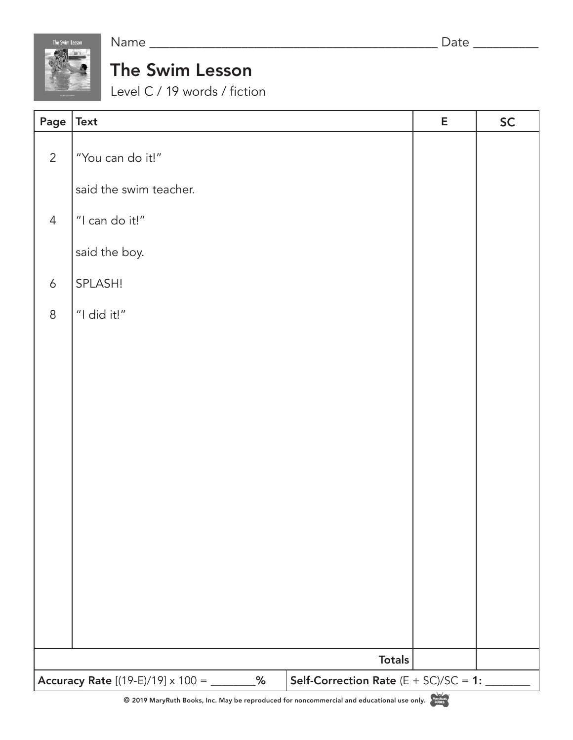Name ____________________________________________ Date __________

# The Swim Lesson

Level C / 19 words / fiction

| Page | Text | E | SC |
|---|---|---|---|
| 2 | "You can do it!" | | |
| | said the swim teacher. | | |
| 4 | "I can do it!" | | |
| | said the boy. | | |
| 6 | SPLASH! | | |
| 8 | "I did it!" | | |
| | **Totals** | | |

**Accuracy Rate** [(19-E)/19] x 100 = ________**%**

**Self-Correction Rate** (E + SC)/SC = **1:** ________

© 2019 MaryRuth Books, Inc. May be reproduced for noncommercial and educational use only.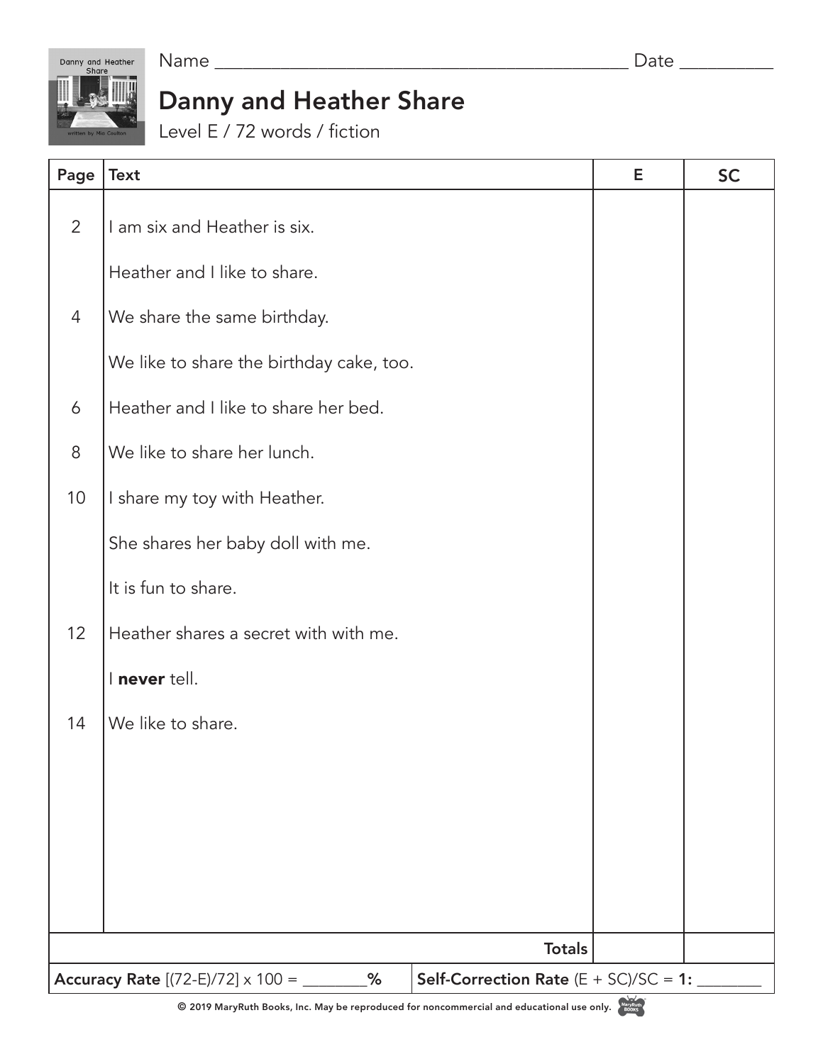Name ___________________________________________ Date __________

# Danny and Heather Share

Level E / 72 words / fiction

| Page | Text | E | SC |
|---|---|---|---|
| 2 | I am six and Heather is six. | | |
| | Heather and I like to share. | | |
| 4 | We share the same birthday. | | |
| | We like to share the birthday cake, too. | | |
| 6 | Heather and I like to share her bed. | | |
| 8 | We like to share her lunch. | | |
| 10 | I share my toy with Heather. | | |
| | She shares her baby doll with me. | | |
| | It is fun to share. | | |
| 12 | Heather shares a secret with with me. | | |
| | I **never** tell. | | |
| 14 | We like to share. | | |
| | **Totals** | | |

**Accuracy Rate** [(72-E)/72] x 100 = ________**%**

**Self-Correction Rate** (E + SC)/SC = **1:** ________

© 2019 MaryRuth Books, Inc. May be reproduced for noncommercial and educational use only.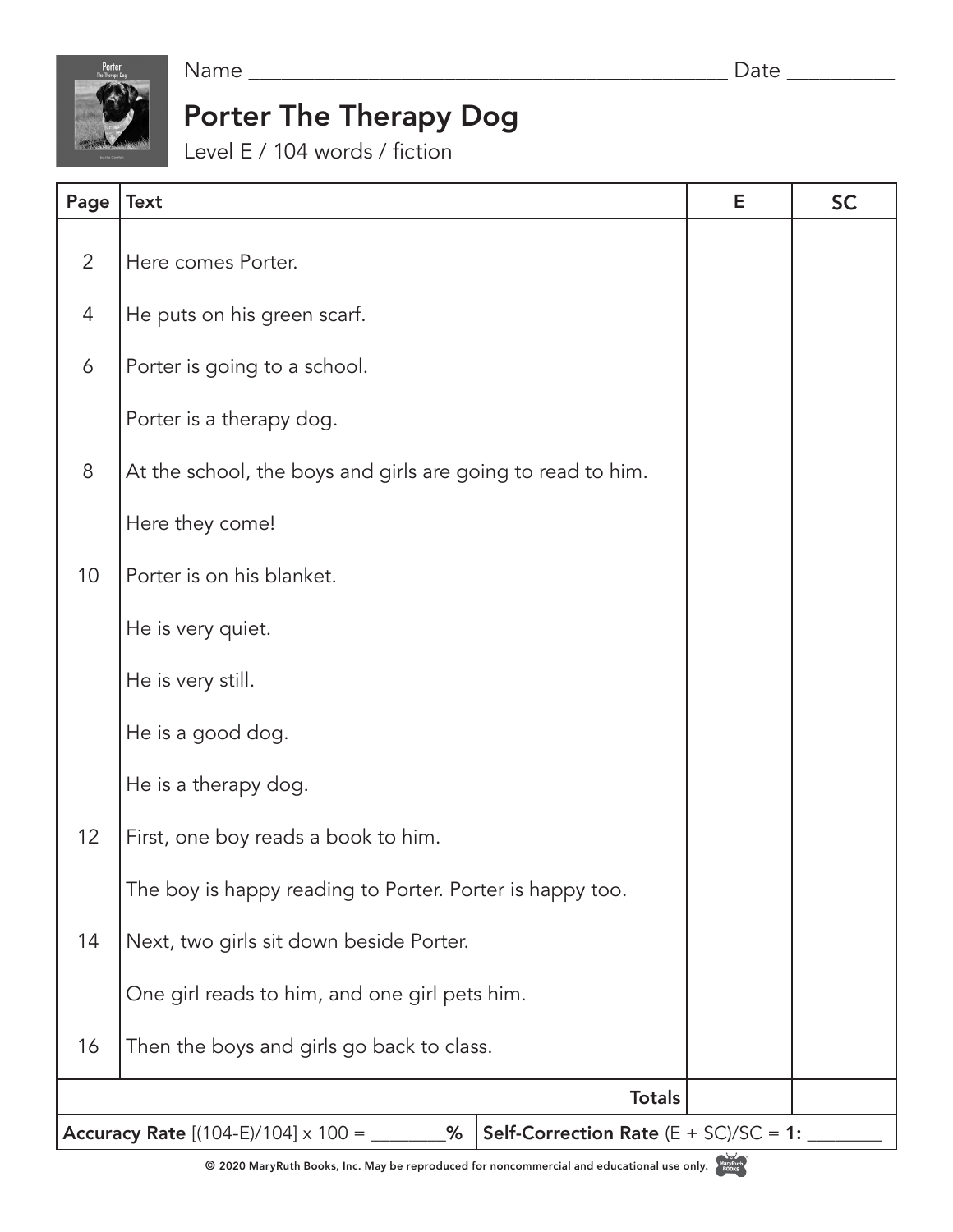Name ____________________________________________ Date __________

## Porter The Therapy Dog

Level E / 104 words / fiction

| Page | Text | E | SC |
|---|---|---|---|
| 2 | Here comes Porter. | | |
| 4 | He puts on his green scarf. | | |
| 6 | Porter is going to a school. | | |
| | Porter is a therapy dog. | | |
| 8 | At the school, the boys and girls are going to read to him. | | |
| | Here they come! | | |
| 10 | Porter is on his blanket. | | |
| | He is very quiet. | | |
| | He is very still. | | |
| | He is a good dog. | | |
| | He is a therapy dog. | | |
| 12 | First, one boy reads a book to him. | | |
| | The boy is happy reading to Porter. Porter is happy too. | | |
| 14 | Next, two girls sit down beside Porter. | | |
| | One girl reads to him, and one girl pets him. | | |
| 16 | Then the boys and girls go back to class. | | |
| | **Totals** | | |

**Accuracy Rate** [(104-E)/104] x 100 = ________% | **Self-Correction Rate** (E + SC)/SC = **1:** ________

© 2020 MaryRuth Books, Inc. May be reproduced for noncommercial and educational use only.